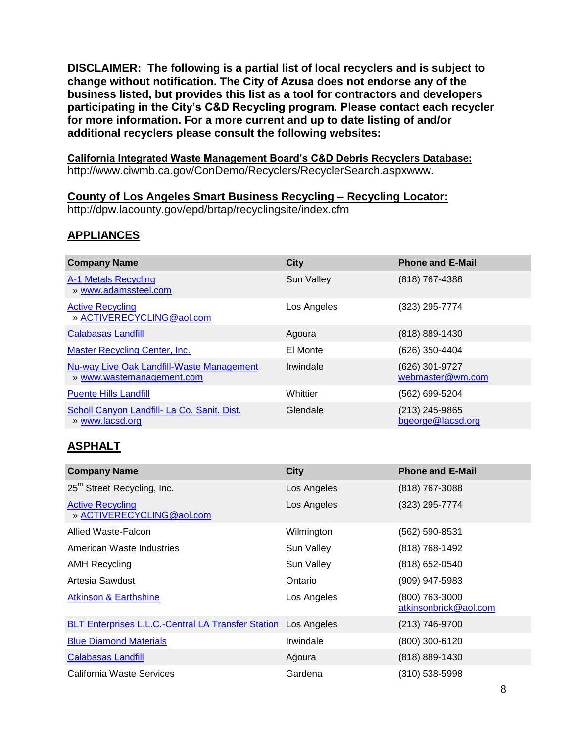**DISCLAIMER: The following is a partial list of local recyclers and is subject to change without notification. The City of Azusa does not endorse any of the business listed, but provides this list as a tool for contractors and developers participating in the City's C&D Recycling program. Please contact each recycler for more information. For a more current and up to date listing of and/or additional recyclers please consult the following websites:**

**California Integrated Waste Management Board's C&D Debris Recyclers Database:**
http://www.ciwmb.ca.gov/ConDemo/Recyclers/RecyclerSearch.aspxwww.

**County of Los Angeles Smart Business Recycling – Recycling Locator:**
http://dpw.lacounty.gov/epd/brtap/recyclingsite/index.cfm

## APPLIANCES

| Company Name | City | Phone and E-Mail |
|---|---|---|
| A-1 Metals Recycling<br>» www.adamssteel.com | Sun Valley | (818) 767-4388 |
| Active Recycling<br>» ACTIVERECYCLING@aol.com | Los Angeles | (323) 295-7774 |
| Calabasas Landfill | Agoura | (818) 889-1430 |
| Master Recycling Center, Inc. | El Monte | (626) 350-4404 |
| Nu-way Live Oak Landfill-Waste Management<br>» www.wastemanagement.com | Irwindale | (626) 301-9727<br>webmaster@wm.com |
| Puente Hills Landfill | Whittier | (562) 699-5204 |
| Scholl Canyon Landfill- La Co. Sanit. Dist.<br>» www.lacsd.org | Glendale | (213) 245-9865<br>bgeorge@lacsd.org |

## ASPHALT

| Company Name | City | Phone and E-Mail |
|---|---|---|
| 25th Street Recycling, Inc. | Los Angeles | (818) 767-3088 |
| Active Recycling<br>» ACTIVERECYCLING@aol.com | Los Angeles | (323) 295-7774 |
| Allied Waste-Falcon | Wilmington | (562) 590-8531 |
| American Waste Industries | Sun Valley | (818) 768-1492 |
| AMH Recycling | Sun Valley | (818) 652-0540 |
| Artesia Sawdust | Ontario | (909) 947-5983 |
| Atkinson & Earthshine | Los Angeles | (800) 763-3000<br>atkinsonbrick@aol.com |
| BLT Enterprises L.L.C.-Central LA Transfer Station | Los Angeles | (213) 746-9700 |
| Blue Diamond Materials | Irwindale | (800) 300-6120 |
| Calabasas Landfill | Agoura | (818) 889-1430 |
| California Waste Services | Gardena | (310) 538-5998 |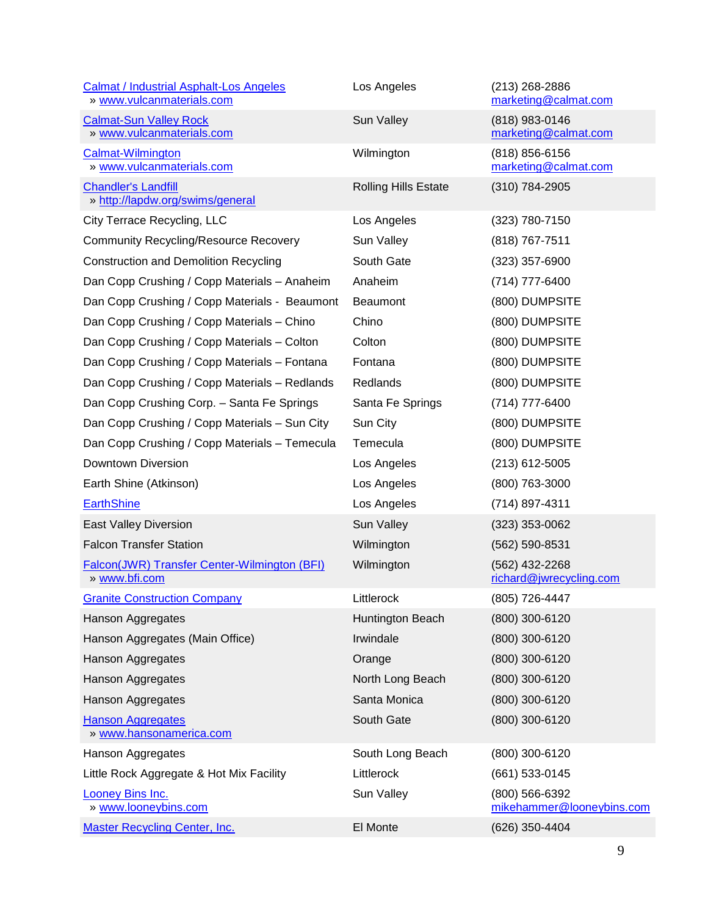| | | |
|---|---|---|
| Calmat / Industrial Asphalt-Los Angeles<br>» www.vulcanmaterials.com | Los Angeles | (213) 268-2886<br>marketing@calmat.com |
| Calmat-Sun Valley Rock<br>» www.vulcanmaterials.com | Sun Valley | (818) 983-0146<br>marketing@calmat.com |
| Calmat-Wilmington<br>» www.vulcanmaterials.com | Wilmington | (818) 856-6156<br>marketing@calmat.com |
| Chandler's Landfill<br>» http://lapdw.org/swims/general | Rolling Hills Estate | (310) 784-2905 |
| City Terrace Recycling, LLC | Los Angeles | (323) 780-7150 |
| Community Recycling/Resource Recovery | Sun Valley | (818) 767-7511 |
| Construction and Demolition Recycling | South Gate | (323) 357-6900 |
| Dan Copp Crushing / Copp Materials – Anaheim | Anaheim | (714) 777-6400 |
| Dan Copp Crushing / Copp Materials - Beaumont | Beaumont | (800) DUMPSITE |
| Dan Copp Crushing / Copp Materials – Chino | Chino | (800) DUMPSITE |
| Dan Copp Crushing / Copp Materials – Colton | Colton | (800) DUMPSITE |
| Dan Copp Crushing / Copp Materials – Fontana | Fontana | (800) DUMPSITE |
| Dan Copp Crushing / Copp Materials – Redlands | Redlands | (800) DUMPSITE |
| Dan Copp Crushing Corp. – Santa Fe Springs | Santa Fe Springs | (714) 777-6400 |
| Dan Copp Crushing / Copp Materials – Sun City | Sun City | (800) DUMPSITE |
| Dan Copp Crushing / Copp Materials – Temecula | Temecula | (800) DUMPSITE |
| Downtown Diversion | Los Angeles | (213) 612-5005 |
| Earth Shine (Atkinson) | Los Angeles | (800) 763-3000 |
| EarthShine | Los Angeles | (714) 897-4311 |
| East Valley Diversion | Sun Valley | (323) 353-0062 |
| Falcon Transfer Station | Wilmington | (562) 590-8531 |
| Falcon(JWR) Transfer Center-Wilmington (BFI)<br>» www.bfi.com | Wilmington | (562) 432-2268<br>richard@jwrecycling.com |
| Granite Construction Company | Littlerock | (805) 726-4447 |
| Hanson Aggregates | Huntington Beach | (800) 300-6120 |
| Hanson Aggregates (Main Office) | Irwindale | (800) 300-6120 |
| Hanson Aggregates | Orange | (800) 300-6120 |
| Hanson Aggregates | North Long Beach | (800) 300-6120 |
| Hanson Aggregates | Santa Monica | (800) 300-6120 |
| Hanson Aggregates<br>» www.hansonamerica.com | South Gate | (800) 300-6120 |
| Hanson Aggregates | South Long Beach | (800) 300-6120 |
| Little Rock Aggregate & Hot Mix Facility | Littlerock | (661) 533-0145 |
| Looney Bins Inc.<br>» www.looneybins.com | Sun Valley | (800) 566-6392<br>mikehammer@looneybins.com |
| Master Recycling Center, Inc. | El Monte | (626) 350-4404 |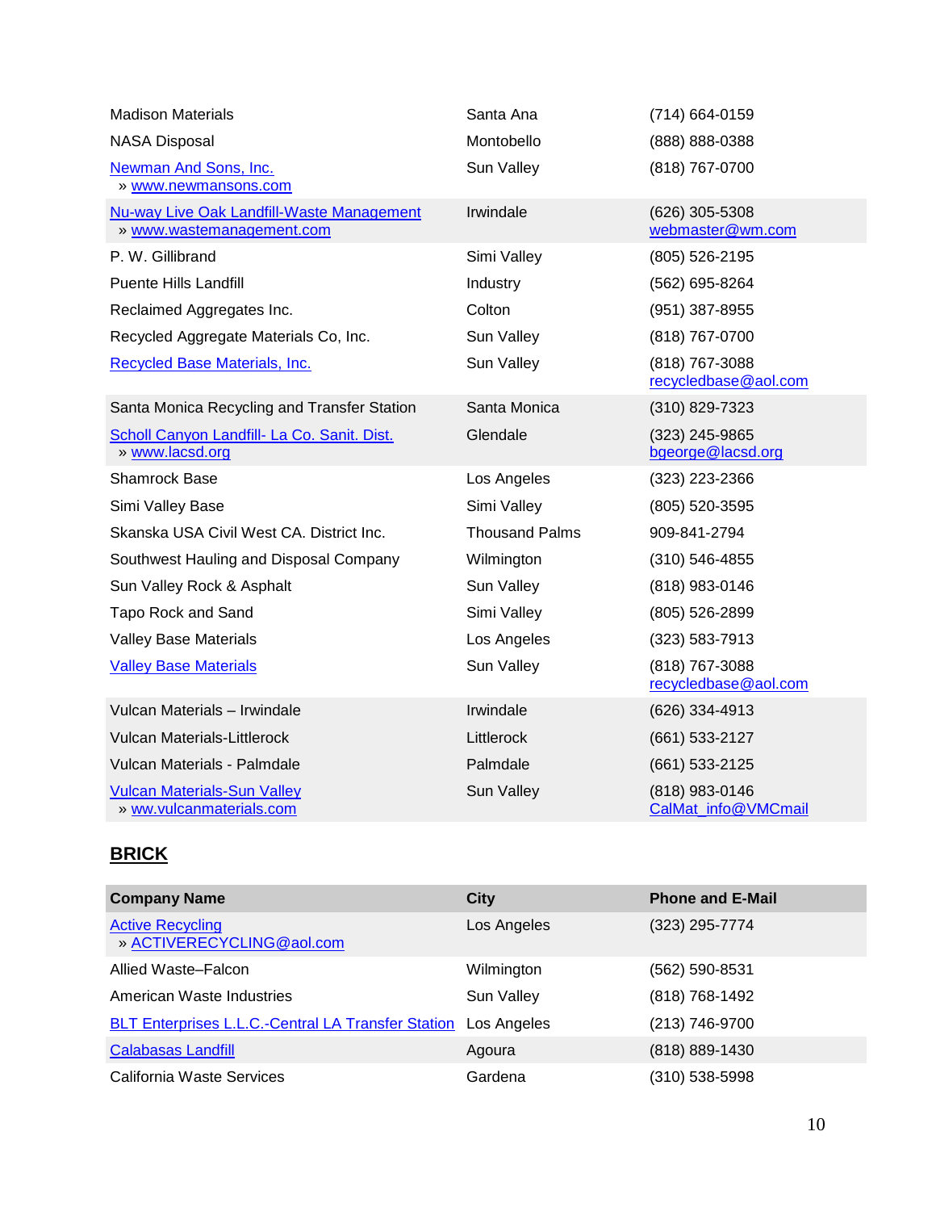| | | |
|---|---|---|
| Madison Materials | Santa Ana | (714) 664-0159 |
| NASA Disposal | Montobello | (888) 888-0388 |
| Newman And Sons, Inc. <br> » www.newmansons.com | Sun Valley | (818) 767-0700 |
| Nu-way Live Oak Landfill-Waste Management <br> » www.wastemanagement.com | Irwindale | (626) 305-5308 <br> webmaster@wm.com |
| P. W. Gillibrand | Simi Valley | (805) 526-2195 |
| Puente Hills Landfill | Industry | (562) 695-8264 |
| Reclaimed Aggregates Inc. | Colton | (951) 387-8955 |
| Recycled Aggregate Materials Co, Inc. | Sun Valley | (818) 767-0700 |
| Recycled Base Materials, Inc. | Sun Valley | (818) 767-3088 <br> recycledbase@aol.com |
| Santa Monica Recycling and Transfer Station | Santa Monica | (310) 829-7323 |
| Scholl Canyon Landfill- La Co. Sanit. Dist. <br> » www.lacsd.org | Glendale | (323) 245-9865 <br> bgeorge@lacsd.org |
| Shamrock Base | Los Angeles | (323) 223-2366 |
| Simi Valley Base | Simi Valley | (805) 520-3595 |
| Skanska USA Civil West CA. District Inc. | Thousand Palms | 909-841-2794 |
| Southwest Hauling and Disposal Company | Wilmington | (310) 546-4855 |
| Sun Valley Rock & Asphalt | Sun Valley | (818) 983-0146 |
| Tapo Rock and Sand | Simi Valley | (805) 526-2899 |
| Valley Base Materials | Los Angeles | (323) 583-7913 |
| Valley Base Materials | Sun Valley | (818) 767-3088 <br> recycledbase@aol.com |
| Vulcan Materials – Irwindale | Irwindale | (626) 334-4913 |
| Vulcan Materials-Littlerock | Littlerock | (661) 533-2127 |
| Vulcan Materials - Palmdale | Palmdale | (661) 533-2125 |
| Vulcan Materials-Sun Valley <br> » ww.vulcanmaterials.com | Sun Valley | (818) 983-0146 <br> CalMat_info@VMCmail |

## BRICK

| Company Name | City | Phone and E-Mail |
|---|---|---|
| Active Recycling <br> » ACTIVERECYCLING@aol.com | Los Angeles | (323) 295-7774 |
| Allied Waste–Falcon | Wilmington | (562) 590-8531 |
| American Waste Industries | Sun Valley | (818) 768-1492 |
| BLT Enterprises L.L.C.-Central LA Transfer Station | Los Angeles | (213) 746-9700 |
| Calabasas Landfill | Agoura | (818) 889-1430 |
| California Waste Services | Gardena | (310) 538-5998 |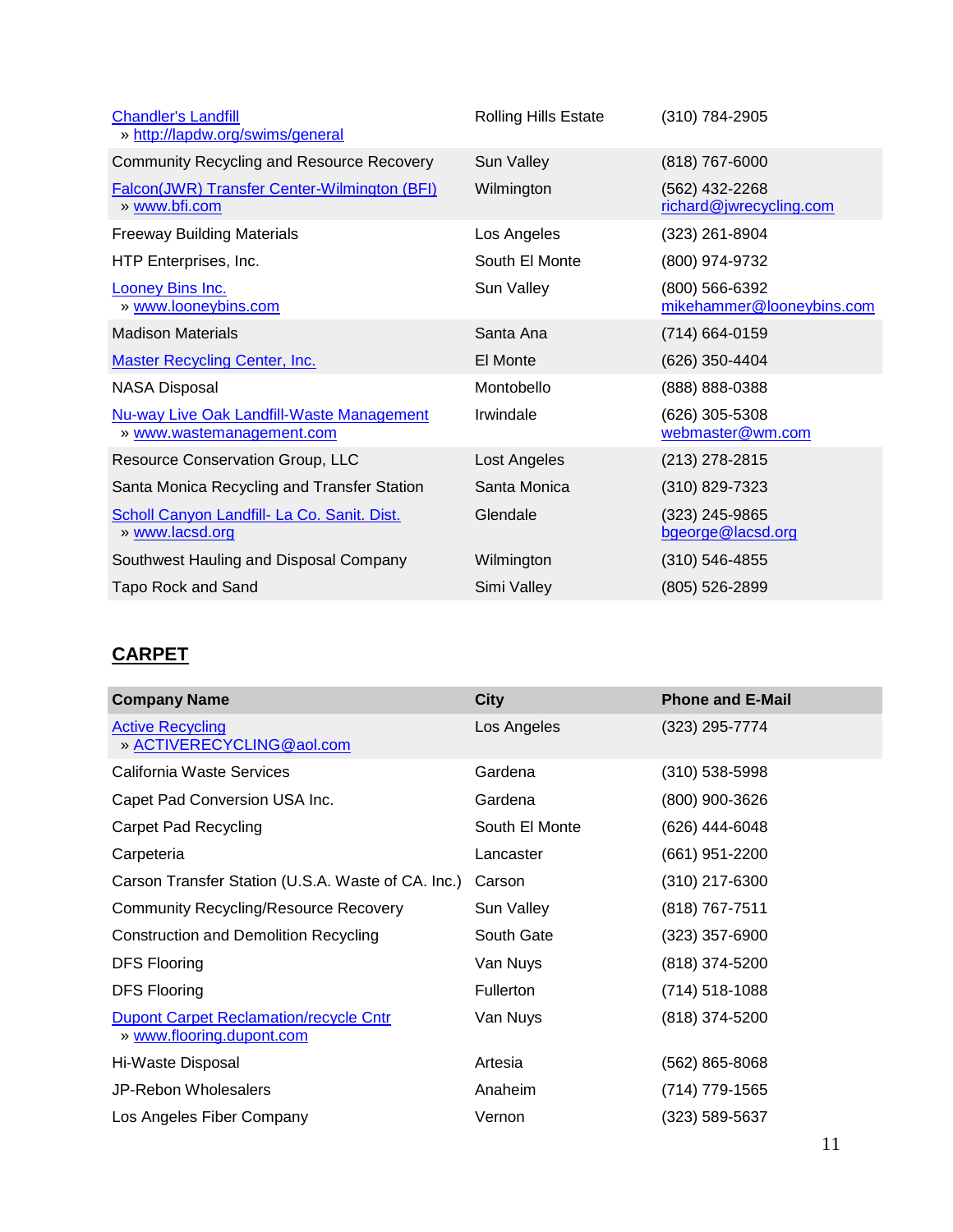| | | |
|---|---|---|
| Chandler's Landfill<br>» http://lapdw.org/swims/general | Rolling Hills Estate | (310) 784-2905 |
| Community Recycling and Resource Recovery | Sun Valley | (818) 767-6000 |
| Falcon(JWR) Transfer Center-Wilmington (BFI)<br>» www.bfi.com | Wilmington | (562) 432-2268<br>richard@jwrecycling.com |
| Freeway Building Materials | Los Angeles | (323) 261-8904 |
| HTP Enterprises, Inc. | South El Monte | (800) 974-9732 |
| Looney Bins Inc.<br>» www.looneybins.com | Sun Valley | (800) 566-6392<br>mikehammer@looneybins.com |
| Madison Materials | Santa Ana | (714) 664-0159 |
| Master Recycling Center, Inc. | El Monte | (626) 350-4404 |
| NASA Disposal | Montobello | (888) 888-0388 |
| Nu-way Live Oak Landfill-Waste Management<br>» www.wastemanagement.com | Irwindale | (626) 305-5308<br>webmaster@wm.com |
| Resource Conservation Group, LLC | Lost Angeles | (213) 278-2815 |
| Santa Monica Recycling and Transfer Station | Santa Monica | (310) 829-7323 |
| Scholl Canyon Landfill- La Co. Sanit. Dist.<br>» www.lacsd.org | Glendale | (323) 245-9865<br>bgeorge@lacsd.org |
| Southwest Hauling and Disposal Company | Wilmington | (310) 546-4855 |
| Tapo Rock and Sand | Simi Valley | (805) 526-2899 |

## CARPET

| Company Name | City | Phone and E-Mail |
|---|---|---|
| Active Recycling<br>» ACTIVERECYCLING@aol.com | Los Angeles | (323) 295-7774 |
| California Waste Services | Gardena | (310) 538-5998 |
| Capet Pad Conversion USA Inc. | Gardena | (800) 900-3626 |
| Carpet Pad Recycling | South El Monte | (626) 444-6048 |
| Carpeteria | Lancaster | (661) 951-2200 |
| Carson Transfer Station (U.S.A. Waste of CA. Inc.) | Carson | (310) 217-6300 |
| Community Recycling/Resource Recovery | Sun Valley | (818) 767-7511 |
| Construction and Demolition Recycling | South Gate | (323) 357-6900 |
| DFS Flooring | Van Nuys | (818) 374-5200 |
| DFS Flooring | Fullerton | (714) 518-1088 |
| Dupont Carpet Reclamation/recycle Cntr<br>» www.flooring.dupont.com | Van Nuys | (818) 374-5200 |
| Hi-Waste Disposal | Artesia | (562) 865-8068 |
| JP-Rebon Wholesalers | Anaheim | (714) 779-1565 |
| Los Angeles Fiber Company | Vernon | (323) 589-5637 |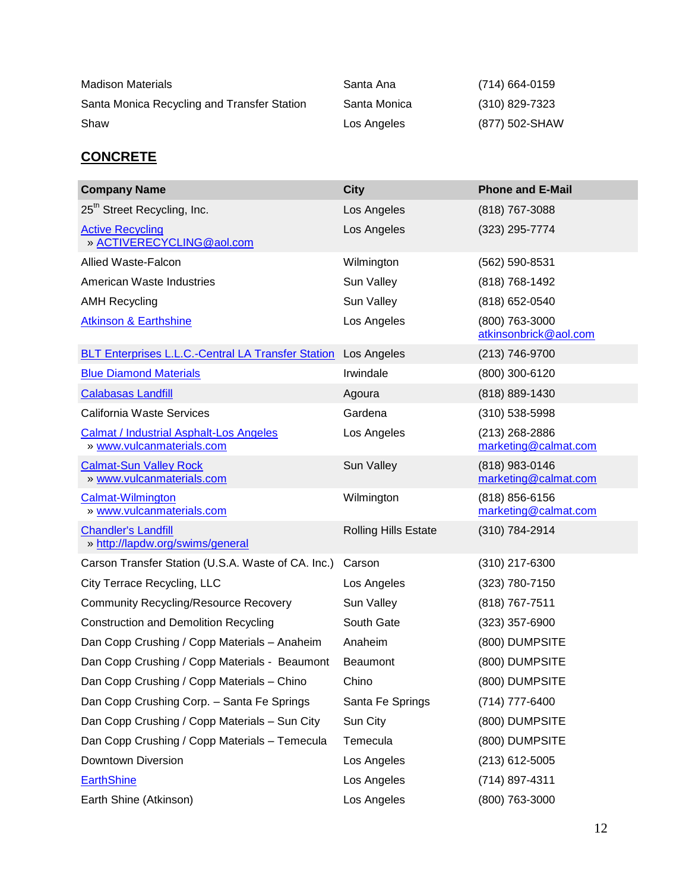| | | |
|---|---|---|
| Madison Materials | Santa Ana | (714) 664-0159 |
| Santa Monica Recycling and Transfer Station | Santa Monica | (310) 829-7323 |
| Shaw | Los Angeles | (877) 502-SHAW |

## CONCRETE

| Company Name | City | Phone and E-Mail |
|---|---|---|
| 25th Street Recycling, Inc. | Los Angeles | (818) 767-3088 |
| Active Recycling » ACTIVERECYCLING@aol.com | Los Angeles | (323) 295-7774 |
| Allied Waste-Falcon | Wilmington | (562) 590-8531 |
| American Waste Industries | Sun Valley | (818) 768-1492 |
| AMH Recycling | Sun Valley | (818) 652-0540 |
| Atkinson & Earthshine | Los Angeles | (800) 763-3000 atkinsonbrick@aol.com |
| BLT Enterprises L.L.C.-Central LA Transfer Station | Los Angeles | (213) 746-9700 |
| Blue Diamond Materials | Irwindale | (800) 300-6120 |
| Calabasas Landfill | Agoura | (818) 889-1430 |
| California Waste Services | Gardena | (310) 538-5998 |
| Calmat / Industrial Asphalt-Los Angeles » www.vulcanmaterials.com | Los Angeles | (213) 268-2886 marketing@calmat.com |
| Calmat-Sun Valley Rock » www.vulcanmaterials.com | Sun Valley | (818) 983-0146 marketing@calmat.com |
| Calmat-Wilmington » www.vulcanmaterials.com | Wilmington | (818) 856-6156 marketing@calmat.com |
| Chandler's Landfill » http://lapdw.org/swims/general | Rolling Hills Estate | (310) 784-2914 |
| Carson Transfer Station (U.S.A. Waste of CA. Inc.) | Carson | (310) 217-6300 |
| City Terrace Recycling, LLC | Los Angeles | (323) 780-7150 |
| Community Recycling/Resource Recovery | Sun Valley | (818) 767-7511 |
| Construction and Demolition Recycling | South Gate | (323) 357-6900 |
| Dan Copp Crushing / Copp Materials – Anaheim | Anaheim | (800) DUMPSITE |
| Dan Copp Crushing / Copp Materials - Beaumont | Beaumont | (800) DUMPSITE |
| Dan Copp Crushing / Copp Materials – Chino | Chino | (800) DUMPSITE |
| Dan Copp Crushing Corp. – Santa Fe Springs | Santa Fe Springs | (714) 777-6400 |
| Dan Copp Crushing / Copp Materials – Sun City | Sun City | (800) DUMPSITE |
| Dan Copp Crushing / Copp Materials – Temecula | Temecula | (800) DUMPSITE |
| Downtown Diversion | Los Angeles | (213) 612-5005 |
| EarthShine | Los Angeles | (714) 897-4311 |
| Earth Shine (Atkinson) | Los Angeles | (800) 763-3000 |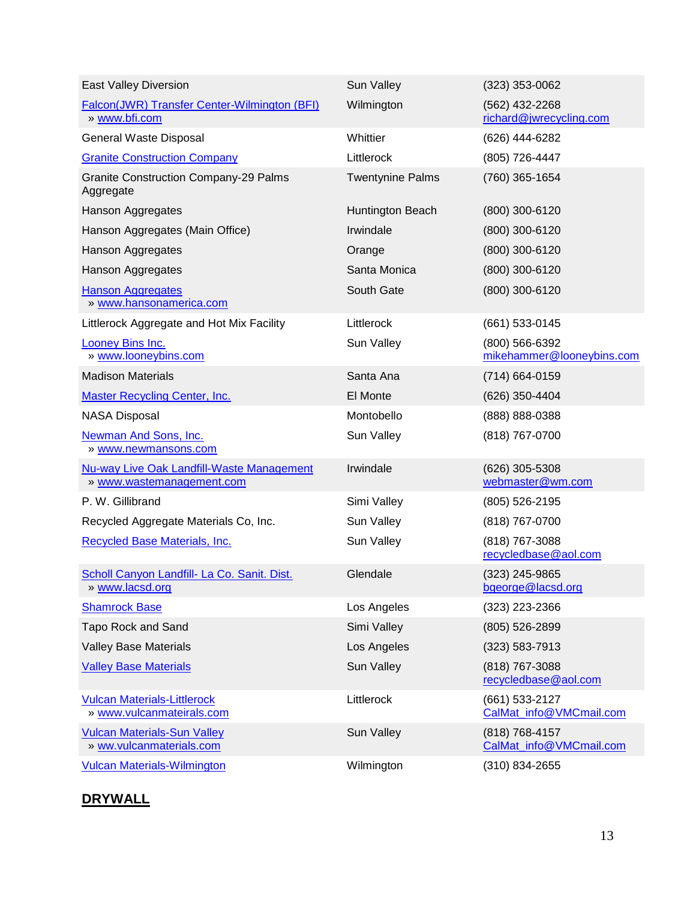| | | |
|---|---|---|
| East Valley Diversion | Sun Valley | (323) 353-0062 |
| Falcon(JWR) Transfer Center-Wilmington (BFI)<br>» www.bfi.com | Wilmington | (562) 432-2268<br>richard@jwrecycling.com |
| General Waste Disposal | Whittier | (626) 444-6282 |
| Granite Construction Company | Littlerock | (805) 726-4447 |
| Granite Construction Company-29 Palms Aggregate | Twentynine Palms | (760) 365-1654 |
| Hanson Aggregates | Huntington Beach | (800) 300-6120 |
| Hanson Aggregates (Main Office) | Irwindale | (800) 300-6120 |
| Hanson Aggregates | Orange | (800) 300-6120 |
| Hanson Aggregates | Santa Monica | (800) 300-6120 |
| Hanson Aggregates<br>» www.hansonamerica.com | South Gate | (800) 300-6120 |
| Littlerock Aggregate and Hot Mix Facility | Littlerock | (661) 533-0145 |
| Looney Bins Inc.<br>» www.looneybins.com | Sun Valley | (800) 566-6392<br>mikehammer@looneybins.com |
| Madison Materials | Santa Ana | (714) 664-0159 |
| Master Recycling Center, Inc. | El Monte | (626) 350-4404 |
| NASA Disposal | Montobello | (888) 888-0388 |
| Newman And Sons, Inc.<br>» www.newmansons.com | Sun Valley | (818) 767-0700 |
| Nu-way Live Oak Landfill-Waste Management<br>» www.wastemanagement.com | Irwindale | (626) 305-5308<br>webmaster@wm.com |
| P. W. Gillibrand | Simi Valley | (805) 526-2195 |
| Recycled Aggregate Materials Co, Inc. | Sun Valley | (818) 767-0700 |
| Recycled Base Materials, Inc. | Sun Valley | (818) 767-3088<br>recycledbase@aol.com |
| Scholl Canyon Landfill- La Co. Sanit. Dist.<br>» www.lacsd.org | Glendale | (323) 245-9865<br>bgeorge@lacsd.org |
| Shamrock Base | Los Angeles | (323) 223-2366 |
| Tapo Rock and Sand | Simi Valley | (805) 526-2899 |
| Valley Base Materials | Los Angeles | (323) 583-7913 |
| Valley Base Materials | Sun Valley | (818) 767-3088<br>recycledbase@aol.com |
| Vulcan Materials-Littlerock<br>» www.vulcanmateirals.com | Littlerock | (661) 533-2127<br>CalMat_info@VMCmail.com |
| Vulcan Materials-Sun Valley<br>» ww.vulcanmaterials.com | Sun Valley | (818) 768-4157<br>CalMat_info@VMCmail.com |
| Vulcan Materials-Wilmington | Wilmington | (310) 834-2655 |

## DRYWALL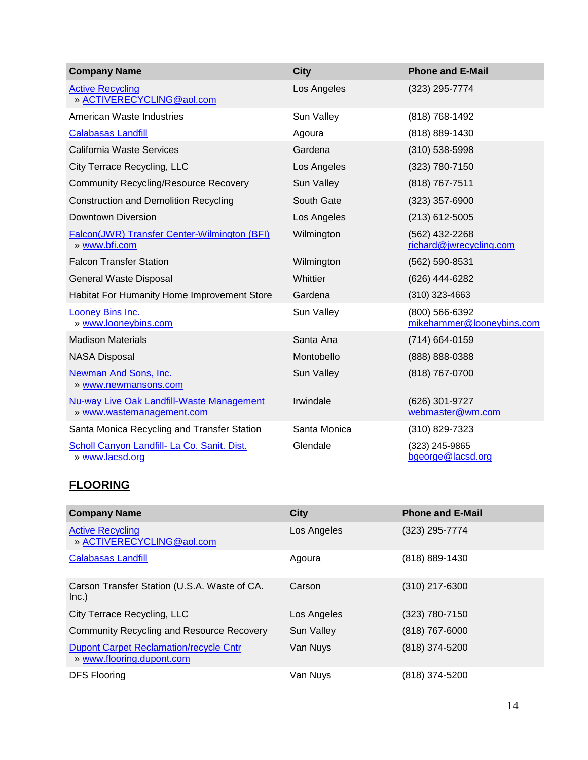| Company Name | City | Phone and E-Mail |
|---|---|---|
| Active Recycling<br>» ACTIVERECYCLING@aol.com | Los Angeles | (323) 295-7774 |
| American Waste Industries | Sun Valley | (818) 768-1492 |
| Calabasas Landfill | Agoura | (818) 889-1430 |
| California Waste Services | Gardena | (310) 538-5998 |
| City Terrace Recycling, LLC | Los Angeles | (323) 780-7150 |
| Community Recycling/Resource Recovery | Sun Valley | (818) 767-7511 |
| Construction and Demolition Recycling | South Gate | (323) 357-6900 |
| Downtown Diversion | Los Angeles | (213) 612-5005 |
| Falcon(JWR) Transfer Center-Wilmington (BFI)<br>» www.bfi.com | Wilmington | (562) 432-2268<br>richard@jwrecycling.com |
| Falcon Transfer Station | Wilmington | (562) 590-8531 |
| General Waste Disposal | Whittier | (626) 444-6282 |
| Habitat For Humanity Home Improvement Store | Gardena | (310) 323-4663 |
| Looney Bins Inc.<br>» www.looneybins.com | Sun Valley | (800) 566-6392<br>mikehammer@looneybins.com |
| Madison Materials | Santa Ana | (714) 664-0159 |
| NASA Disposal | Montobello | (888) 888-0388 |
| Newman And Sons, Inc.<br>» www.newmansons.com | Sun Valley | (818) 767-0700 |
| Nu-way Live Oak Landfill-Waste Management<br>» www.wastemanagement.com | Irwindale | (626) 301-9727<br>webmaster@wm.com |
| Santa Monica Recycling and Transfer Station | Santa Monica | (310) 829-7323 |
| Scholl Canyon Landfill- La Co. Sanit. Dist.<br>» www.lacsd.org | Glendale | (323) 245-9865<br>bgeorge@lacsd.org |

## FLOORING

| Company Name | City | Phone and E-Mail |
|---|---|---|
| Active Recycling<br>» ACTIVERECYCLING@aol.com | Los Angeles | (323) 295-7774 |
| Calabasas Landfill | Agoura | (818) 889-1430 |
| Carson Transfer Station (U.S.A. Waste of CA. Inc.) | Carson | (310) 217-6300 |
| City Terrace Recycling, LLC | Los Angeles | (323) 780-7150 |
| Community Recycling and Resource Recovery | Sun Valley | (818) 767-6000 |
| Dupont Carpet Reclamation/recycle Cntr<br>» www.flooring.dupont.com | Van Nuys | (818) 374-5200 |
| DFS Flooring | Van Nuys | (818) 374-5200 |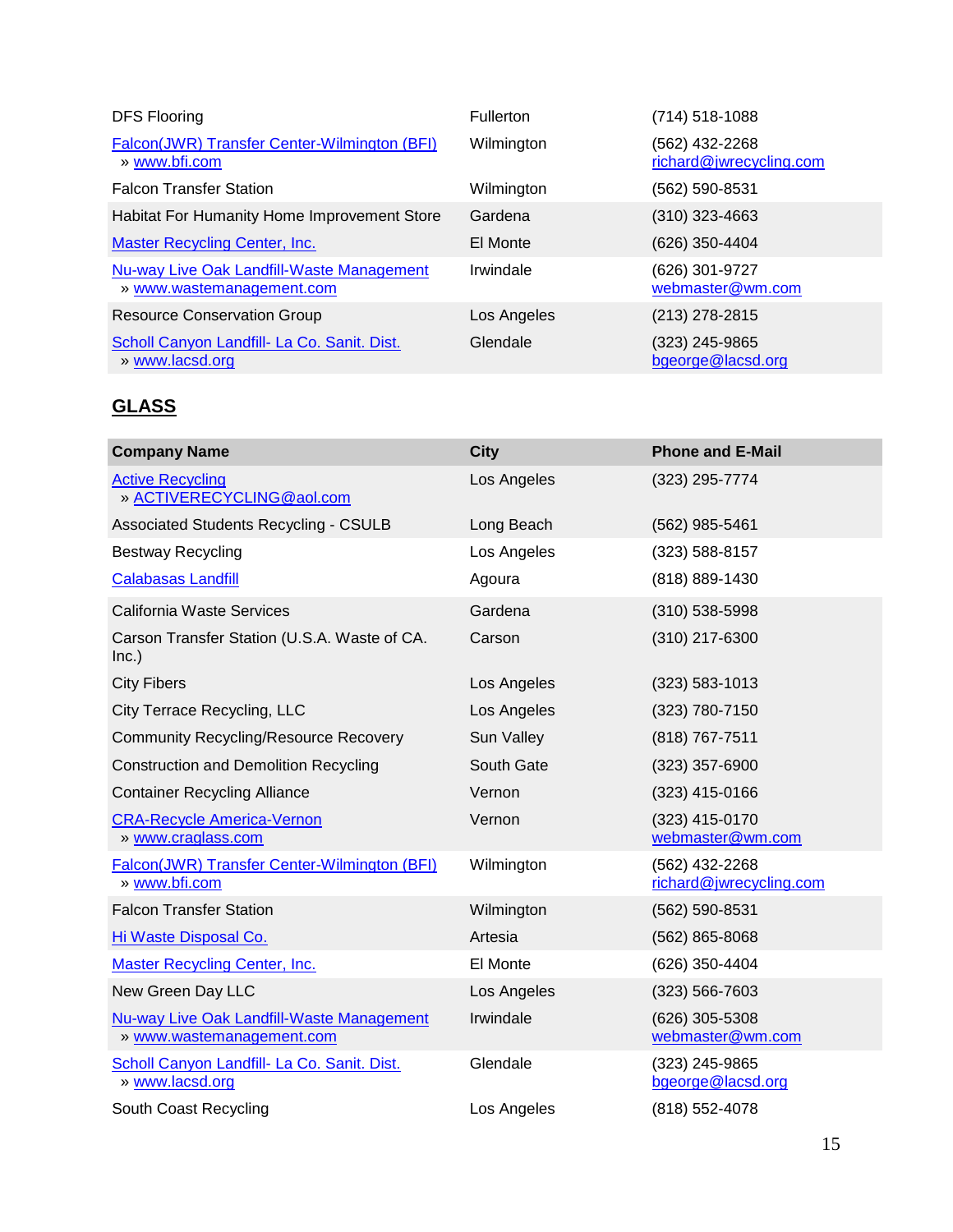| Company Name | City | Phone and E-Mail |
|---|---|---|
| DFS Flooring | Fullerton | (714) 518-1088 |
| Falcon(JWR) Transfer Center-Wilmington (BFI) » www.bfi.com | Wilmington | (562) 432-2268 richard@jwrecycling.com |
| Falcon Transfer Station | Wilmington | (562) 590-8531 |
| Habitat For Humanity Home Improvement Store | Gardena | (310) 323-4663 |
| Master Recycling Center, Inc. | El Monte | (626) 350-4404 |
| Nu-way Live Oak Landfill-Waste Management » www.wastemanagement.com | Irwindale | (626) 301-9727 webmaster@wm.com |
| Resource Conservation Group | Los Angeles | (213) 278-2815 |
| Scholl Canyon Landfill- La Co. Sanit. Dist. » www.lacsd.org | Glendale | (323) 245-9865 bgeorge@lacsd.org |

## GLASS

| Company Name | City | Phone and E-Mail |
|---|---|---|
| Active Recycling » ACTIVERECYCLING@aol.com | Los Angeles | (323) 295-7774 |
| Associated Students Recycling - CSULB | Long Beach | (562) 985-5461 |
| Bestway Recycling | Los Angeles | (323) 588-8157 |
| Calabasas Landfill | Agoura | (818) 889-1430 |
| California Waste Services | Gardena | (310) 538-5998 |
| Carson Transfer Station (U.S.A. Waste of CA. Inc.) | Carson | (310) 217-6300 |
| City Fibers | Los Angeles | (323) 583-1013 |
| City Terrace Recycling, LLC | Los Angeles | (323) 780-7150 |
| Community Recycling/Resource Recovery | Sun Valley | (818) 767-7511 |
| Construction and Demolition Recycling | South Gate | (323) 357-6900 |
| Container Recycling Alliance | Vernon | (323) 415-0166 |
| CRA-Recycle America-Vernon » www.craglass.com | Vernon | (323) 415-0170 webmaster@wm.com |
| Falcon(JWR) Transfer Center-Wilmington (BFI) » www.bfi.com | Wilmington | (562) 432-2268 richard@jwrecycling.com |
| Falcon Transfer Station | Wilmington | (562) 590-8531 |
| Hi Waste Disposal Co. | Artesia | (562) 865-8068 |
| Master Recycling Center, Inc. | El Monte | (626) 350-4404 |
| New Green Day LLC | Los Angeles | (323) 566-7603 |
| Nu-way Live Oak Landfill-Waste Management » www.wastemanagement.com | Irwindale | (626) 305-5308 webmaster@wm.com |
| Scholl Canyon Landfill- La Co. Sanit. Dist. » www.lacsd.org | Glendale | (323) 245-9865 bgeorge@lacsd.org |
| South Coast Recycling | Los Angeles | (818) 552-4078 |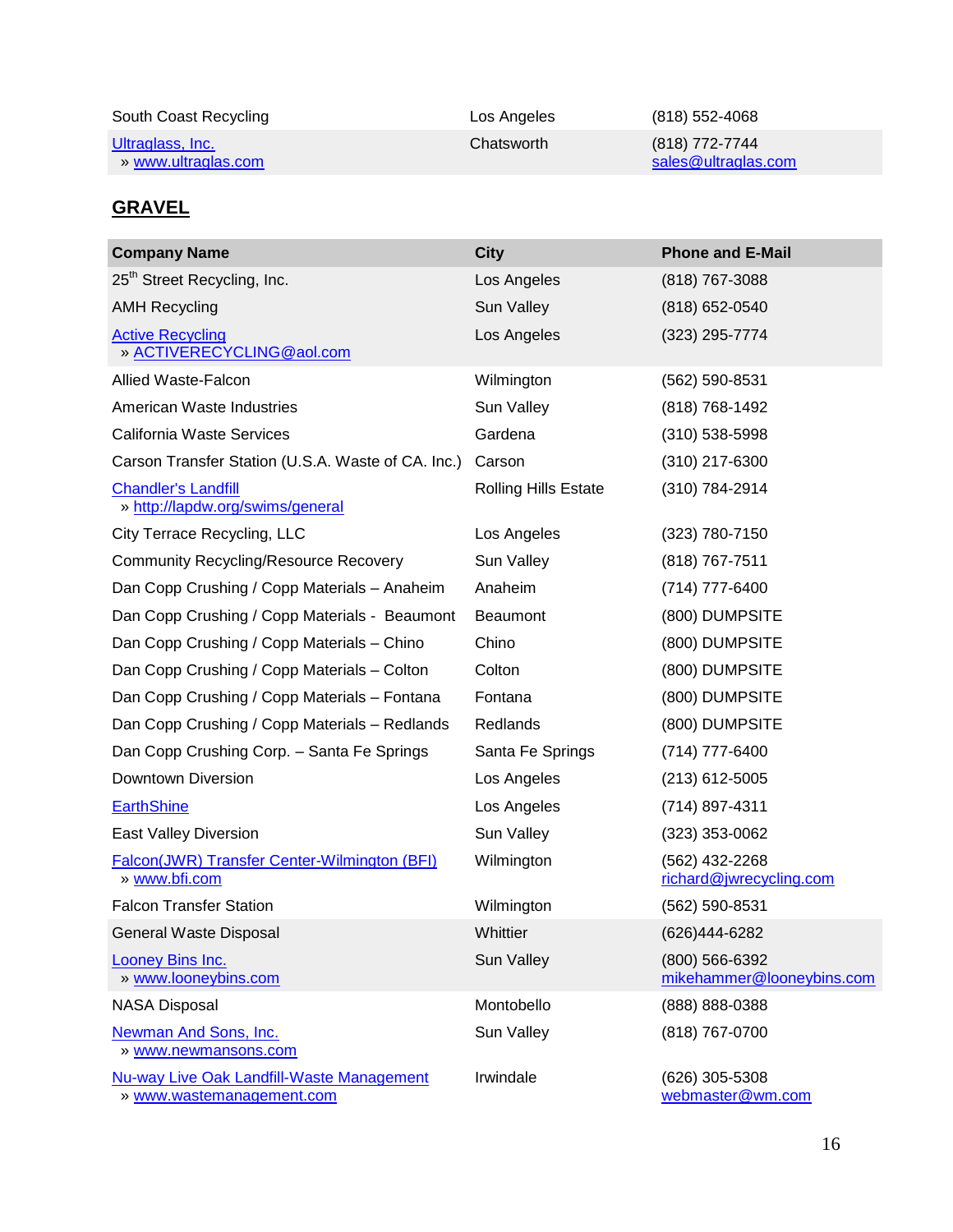| | | |
|---|---|---|
| South Coast Recycling | Los Angeles | (818) 552-4068 |
| Ultraglass, Inc.<br>» www.ultraglas.com | Chatsworth | (818) 772-7744<br>sales@ultraglas.com |

## GRAVEL

| Company Name | City | Phone and E-Mail |
|---|---|---|
| 25th Street Recycling, Inc. | Los Angeles | (818) 767-3088 |
| AMH Recycling | Sun Valley | (818) 652-0540 |
| Active Recycling<br>» ACTIVERECYCLING@aol.com | Los Angeles | (323) 295-7774 |
| Allied Waste-Falcon | Wilmington | (562) 590-8531 |
| American Waste Industries | Sun Valley | (818) 768-1492 |
| California Waste Services | Gardena | (310) 538-5998 |
| Carson Transfer Station (U.S.A. Waste of CA. Inc.) | Carson | (310) 217-6300 |
| Chandler's Landfill<br>» http://lapdw.org/swims/general | Rolling Hills Estate | (310) 784-2914 |
| City Terrace Recycling, LLC | Los Angeles | (323) 780-7150 |
| Community Recycling/Resource Recovery | Sun Valley | (818) 767-7511 |
| Dan Copp Crushing / Copp Materials – Anaheim | Anaheim | (714) 777-6400 |
| Dan Copp Crushing / Copp Materials - Beaumont | Beaumont | (800) DUMPSITE |
| Dan Copp Crushing / Copp Materials – Chino | Chino | (800) DUMPSITE |
| Dan Copp Crushing / Copp Materials – Colton | Colton | (800) DUMPSITE |
| Dan Copp Crushing / Copp Materials – Fontana | Fontana | (800) DUMPSITE |
| Dan Copp Crushing / Copp Materials – Redlands | Redlands | (800) DUMPSITE |
| Dan Copp Crushing Corp. – Santa Fe Springs | Santa Fe Springs | (714) 777-6400 |
| Downtown Diversion | Los Angeles | (213) 612-5005 |
| EarthShine | Los Angeles | (714) 897-4311 |
| East Valley Diversion | Sun Valley | (323) 353-0062 |
| Falcon(JWR) Transfer Center-Wilmington (BFI)<br>» www.bfi.com | Wilmington | (562) 432-2268<br>richard@jwrecycling.com |
| Falcon Transfer Station | Wilmington | (562) 590-8531 |
| General Waste Disposal | Whittier | (626)444-6282 |
| Looney Bins Inc.<br>» www.looneybins.com | Sun Valley | (800) 566-6392<br>mikehammer@looneybins.com |
| NASA Disposal | Montobello | (888) 888-0388 |
| Newman And Sons, Inc.<br>» www.newmansons.com | Sun Valley | (818) 767-0700 |
| Nu-way Live Oak Landfill-Waste Management<br>» www.wastemanagement.com | Irwindale | (626) 305-5308<br>webmaster@wm.com |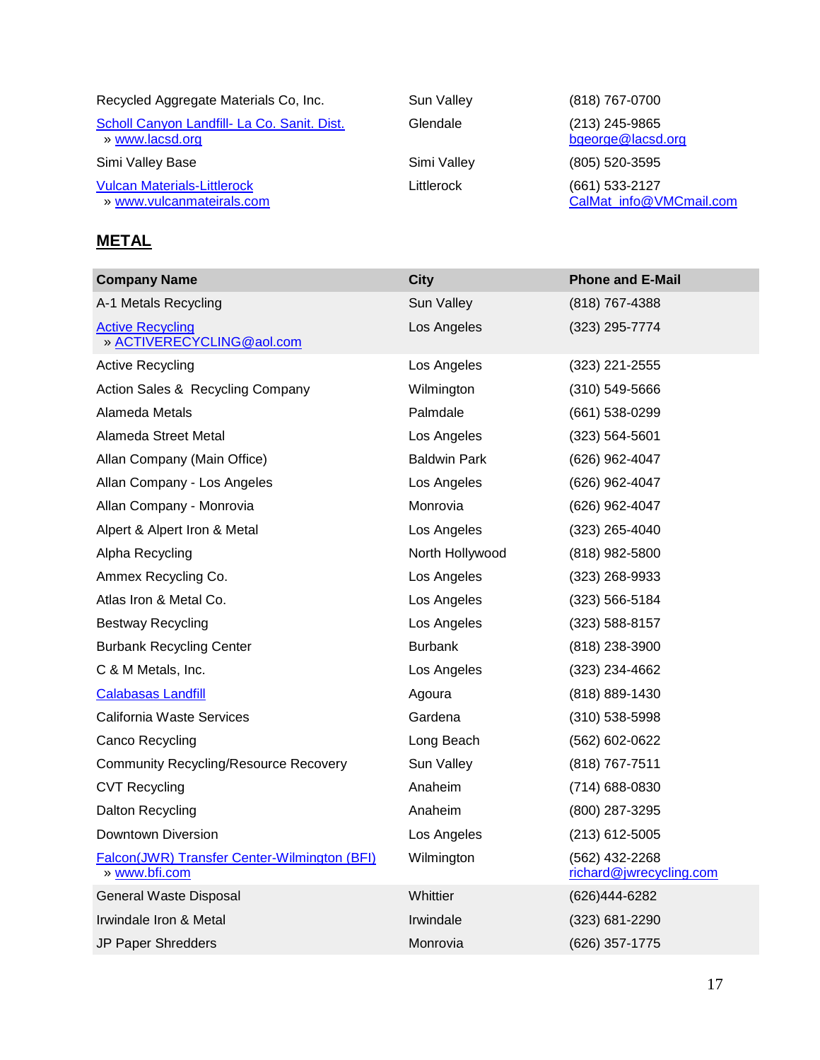| | | |
|---|---|---|
| Recycled Aggregate Materials Co, Inc. | Sun Valley | (818) 767-0700 |
| Scholl Canyon Landfill- La Co. Sanit. Dist.<br>» www.lacsd.org | Glendale | (213) 245-9865<br>bgeorge@lacsd.org |
| Simi Valley Base | Simi Valley | (805) 520-3595 |
| Vulcan Materials-Littlerock<br>» www.vulcanmateirals.com | Littlerock | (661) 533-2127<br>CalMat_info@VMCmail.com |

## METAL

| Company Name | City | Phone and E-Mail |
|---|---|---|
| A-1 Metals Recycling | Sun Valley | (818) 767-4388 |
| Active Recycling<br>» ACTIVERECYCLING@aol.com | Los Angeles | (323) 295-7774 |
| Active Recycling | Los Angeles | (323) 221-2555 |
| Action Sales & Recycling Company | Wilmington | (310) 549-5666 |
| Alameda Metals | Palmdale | (661) 538-0299 |
| Alameda Street Metal | Los Angeles | (323) 564-5601 |
| Allan Company (Main Office) | Baldwin Park | (626) 962-4047 |
| Allan Company - Los Angeles | Los Angeles | (626) 962-4047 |
| Allan Company - Monrovia | Monrovia | (626) 962-4047 |
| Alpert & Alpert Iron & Metal | Los Angeles | (323) 265-4040 |
| Alpha Recycling | North Hollywood | (818) 982-5800 |
| Ammex Recycling Co. | Los Angeles | (323) 268-9933 |
| Atlas Iron & Metal Co. | Los Angeles | (323) 566-5184 |
| Bestway Recycling | Los Angeles | (323) 588-8157 |
| Burbank Recycling Center | Burbank | (818) 238-3900 |
| C & M Metals, Inc. | Los Angeles | (323) 234-4662 |
| Calabasas Landfill | Agoura | (818) 889-1430 |
| California Waste Services | Gardena | (310) 538-5998 |
| Canco Recycling | Long Beach | (562) 602-0622 |
| Community Recycling/Resource Recovery | Sun Valley | (818) 767-7511 |
| CVT Recycling | Anaheim | (714) 688-0830 |
| Dalton Recycling | Anaheim | (800) 287-3295 |
| Downtown Diversion | Los Angeles | (213) 612-5005 |
| Falcon(JWR) Transfer Center-Wilmington (BFI)<br>» www.bfi.com | Wilmington | (562) 432-2268<br>richard@jwrecycling.com |
| General Waste Disposal | Whittier | (626)444-6282 |
| Irwindale Iron & Metal | Irwindale | (323) 681-2290 |
| JP Paper Shredders | Monrovia | (626) 357-1775 |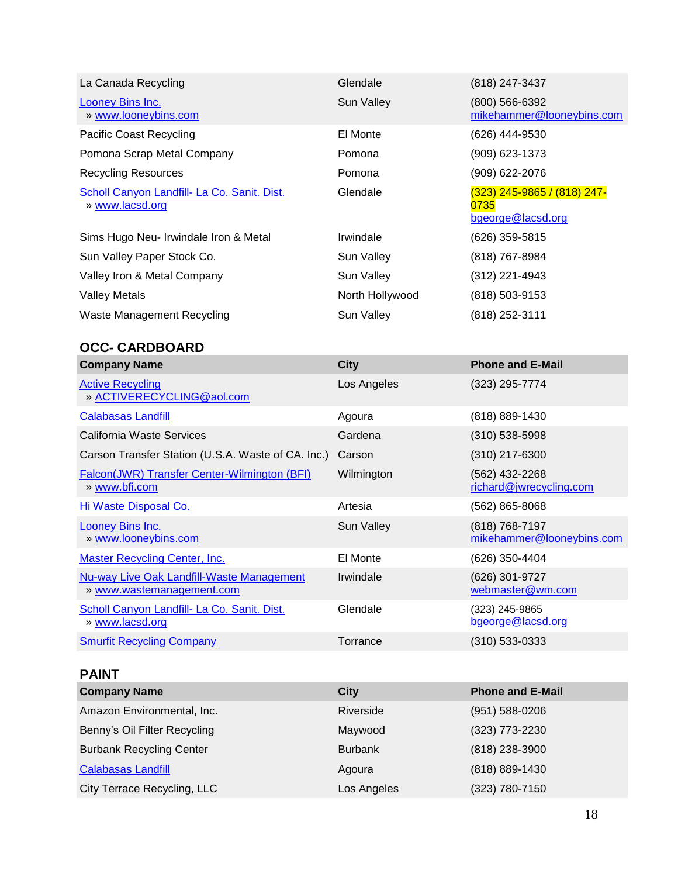| | | |
|---|---|---|
| La Canada Recycling | Glendale | (818) 247-3437 |
| Looney Bins Inc. » www.looneybins.com | Sun Valley | (800) 566-6392 mikehammer@looneybins.com |
| Pacific Coast Recycling | El Monte | (626) 444-9530 |
| Pomona Scrap Metal Company | Pomona | (909) 623-1373 |
| Recycling Resources | Pomona | (909) 622-2076 |
| Scholl Canyon Landfill- La Co. Sanit. Dist. » www.lacsd.org | Glendale | (323) 245-9865 / (818) 247-0735 bgeorge@lacsd.org |
| Sims Hugo Neu- Irwindale Iron & Metal | Irwindale | (626) 359-5815 |
| Sun Valley Paper Stock Co. | Sun Valley | (818) 767-8984 |
| Valley Iron & Metal Company | Sun Valley | (312) 221-4943 |
| Valley Metals | North Hollywood | (818) 503-9153 |
| Waste Management Recycling | Sun Valley | (818) 252-3111 |

## OCC- CARDBOARD

| Company Name | City | Phone and E-Mail |
|---|---|---|
| Active Recycling » ACTIVERECYCLING@aol.com | Los Angeles | (323) 295-7774 |
| Calabasas Landfill | Agoura | (818) 889-1430 |
| California Waste Services | Gardena | (310) 538-5998 |
| Carson Transfer Station (U.S.A. Waste of CA. Inc.) | Carson | (310) 217-6300 |
| Falcon(JWR) Transfer Center-Wilmington (BFI) » www.bfi.com | Wilmington | (562) 432-2268 richard@jwrecycling.com |
| Hi Waste Disposal Co. | Artesia | (562) 865-8068 |
| Looney Bins Inc. » www.looneybins.com | Sun Valley | (818) 768-7197 mikehammer@looneybins.com |
| Master Recycling Center, Inc. | El Monte | (626) 350-4404 |
| Nu-way Live Oak Landfill-Waste Management » www.wastemanagement.com | Irwindale | (626) 301-9727 webmaster@wm.com |
| Scholl Canyon Landfill- La Co. Sanit. Dist. » www.lacsd.org | Glendale | (323) 245-9865 bgeorge@lacsd.org |
| Smurfit Recycling Company | Torrance | (310) 533-0333 |

## PAINT

| Company Name | City | Phone and E-Mail |
|---|---|---|
| Amazon Environmental, Inc. | Riverside | (951) 588-0206 |
| Benny's Oil Filter Recycling | Maywood | (323) 773-2230 |
| Burbank Recycling Center | Burbank | (818) 238-3900 |
| Calabasas Landfill | Agoura | (818) 889-1430 |
| City Terrace Recycling, LLC | Los Angeles | (323) 780-7150 |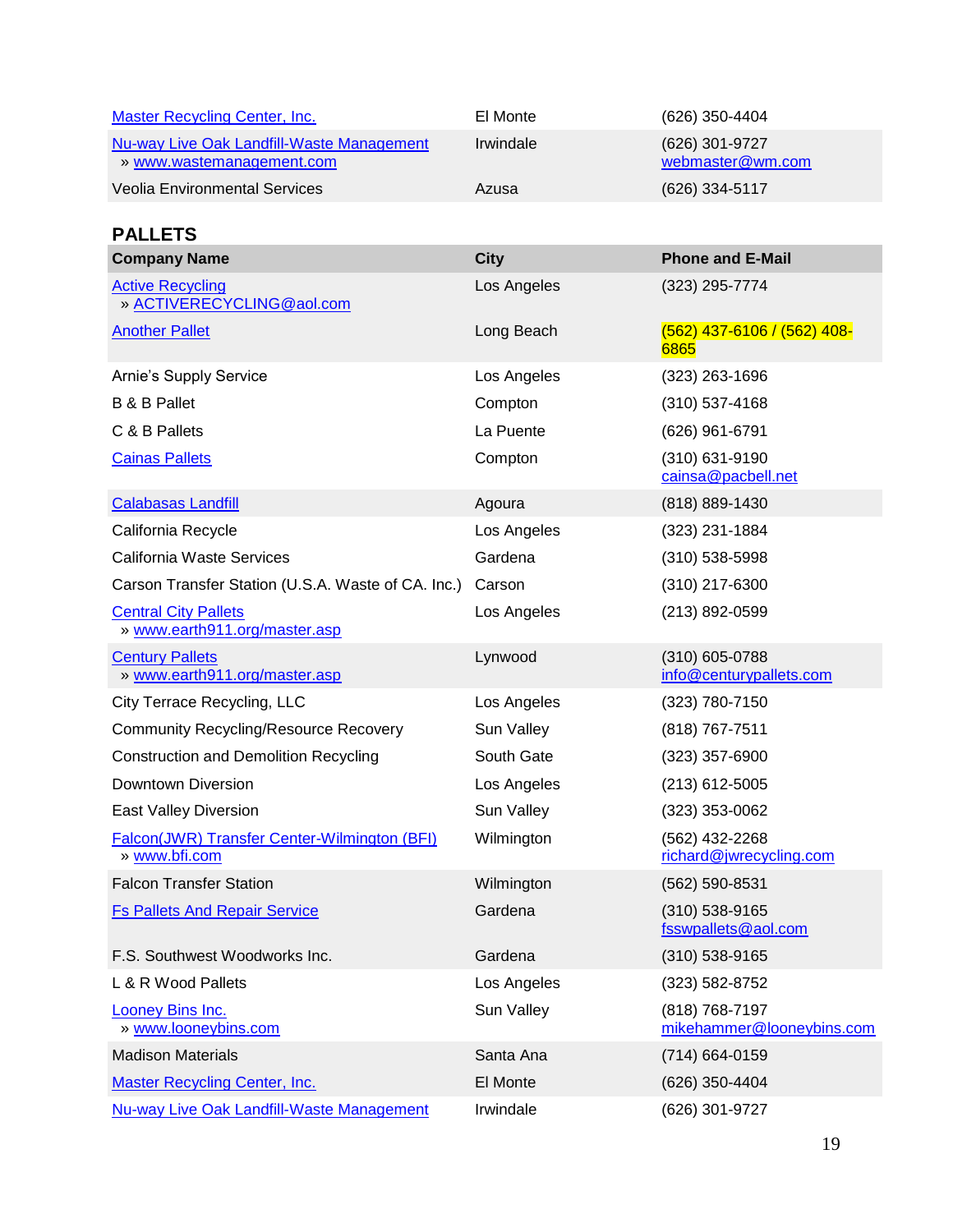| | | |
|---|---|---|
| Master Recycling Center, Inc. | El Monte | (626) 350-4404 |
| Nu-way Live Oak Landfill-Waste Management<br>» www.wastemanagement.com | Irwindale | (626) 301-9727<br>webmaster@wm.com |
| Veolia Environmental Services | Azusa | (626) 334-5117 |

## PALLETS

| Company Name | City | Phone and E-Mail |
|---|---|---|
| Active Recycling<br>» ACTIVERECYCLING@aol.com | Los Angeles | (323) 295-7774 |
| Another Pallet | Long Beach | (562) 437-6106 / (562) 408-6865 |
| Arnie's Supply Service | Los Angeles | (323) 263-1696 |
| B & B Pallet | Compton | (310) 537-4168 |
| C & B Pallets | La Puente | (626) 961-6791 |
| Cainas Pallets | Compton | (310) 631-9190<br>cainsa@pacbell.net |
| Calabasas Landfill | Agoura | (818) 889-1430 |
| California Recycle | Los Angeles | (323) 231-1884 |
| California Waste Services | Gardena | (310) 538-5998 |
| Carson Transfer Station (U.S.A. Waste of CA. Inc.) | Carson | (310) 217-6300 |
| Central City Pallets<br>» www.earth911.org/master.asp | Los Angeles | (213) 892-0599 |
| Century Pallets<br>» www.earth911.org/master.asp | Lynwood | (310) 605-0788<br>info@centurypallets.com |
| City Terrace Recycling, LLC | Los Angeles | (323) 780-7150 |
| Community Recycling/Resource Recovery | Sun Valley | (818) 767-7511 |
| Construction and Demolition Recycling | South Gate | (323) 357-6900 |
| Downtown Diversion | Los Angeles | (213) 612-5005 |
| East Valley Diversion | Sun Valley | (323) 353-0062 |
| Falcon(JWR) Transfer Center-Wilmington (BFI)<br>» www.bfi.com | Wilmington | (562) 432-2268<br>richard@jwrecycling.com |
| Falcon Transfer Station | Wilmington | (562) 590-8531 |
| Fs Pallets And Repair Service | Gardena | (310) 538-9165<br>fsswpallets@aol.com |
| F.S. Southwest Woodworks Inc. | Gardena | (310) 538-9165 |
| L & R Wood Pallets | Los Angeles | (323) 582-8752 |
| Looney Bins Inc.<br>» www.looneybins.com | Sun Valley | (818) 768-7197<br>mikehammer@looneybins.com |
| Madison Materials | Santa Ana | (714) 664-0159 |
| Master Recycling Center, Inc. | El Monte | (626) 350-4404 |
| Nu-way Live Oak Landfill-Waste Management | Irwindale | (626) 301-9727 |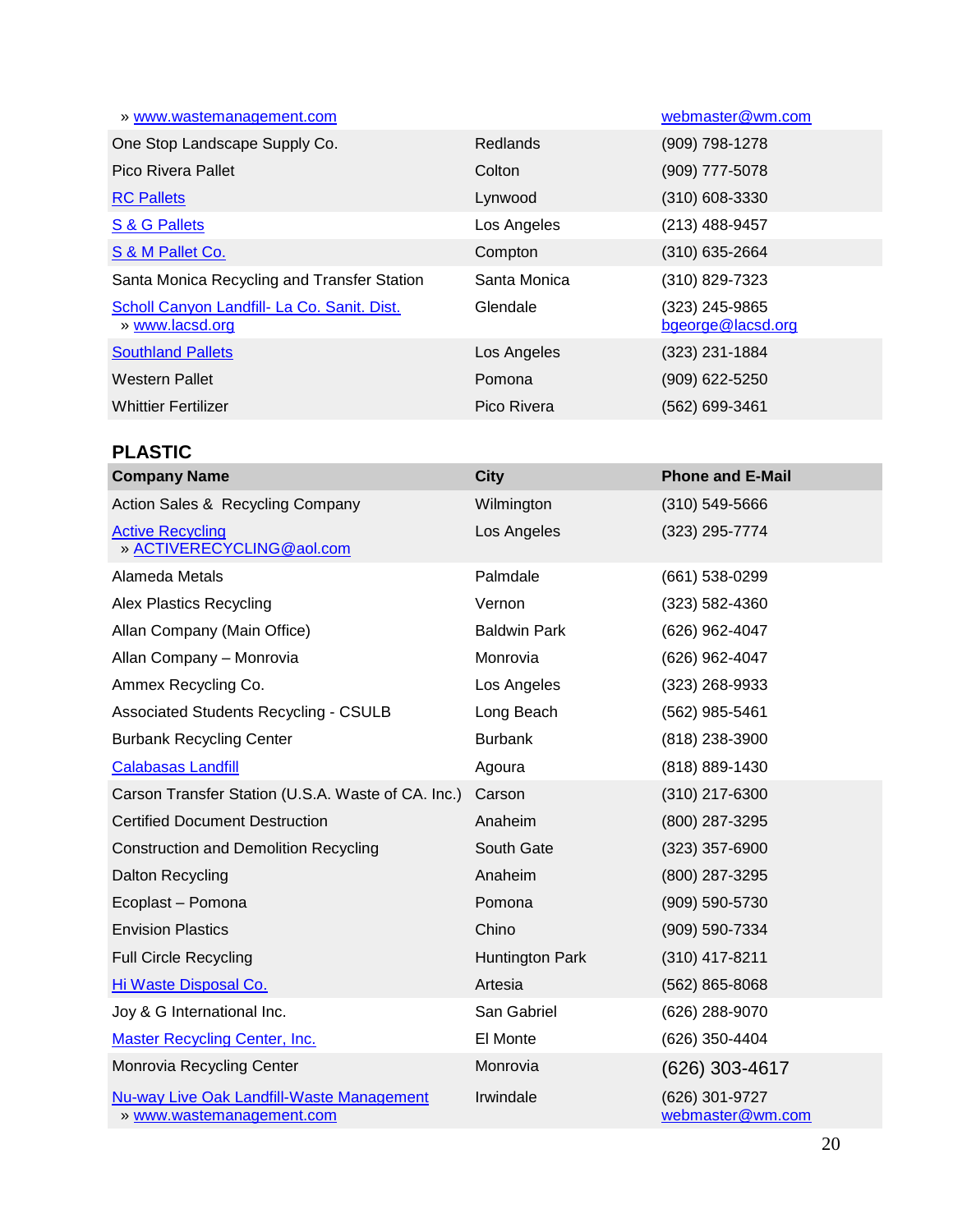| | | |
|---|---|---|
| » www.wastemanagement.com | | webmaster@wm.com |
| One Stop Landscape Supply Co. | Redlands | (909) 798-1278 |
| Pico Rivera Pallet | Colton | (909) 777-5078 |
| RC Pallets | Lynwood | (310) 608-3330 |
| S & G Pallets | Los Angeles | (213) 488-9457 |
| S & M Pallet Co. | Compton | (310) 635-2664 |
| Santa Monica Recycling and Transfer Station | Santa Monica | (310) 829-7323 |
| Scholl Canyon Landfill- La Co. Sanit. Dist. » www.lacsd.org | Glendale | (323) 245-9865 bgeorge@lacsd.org |
| Southland Pallets | Los Angeles | (323) 231-1884 |
| Western Pallet | Pomona | (909) 622-5250 |
| Whittier Fertilizer | Pico Rivera | (562) 699-3461 |

## PLASTIC

| Company Name | City | Phone and E-Mail |
|---|---|---|
| Action Sales & Recycling Company | Wilmington | (310) 549-5666 |
| Active Recycling » ACTIVERECYCLING@aol.com | Los Angeles | (323) 295-7774 |
| Alameda Metals | Palmdale | (661) 538-0299 |
| Alex Plastics Recycling | Vernon | (323) 582-4360 |
| Allan Company (Main Office) | Baldwin Park | (626) 962-4047 |
| Allan Company – Monrovia | Monrovia | (626) 962-4047 |
| Ammex Recycling Co. | Los Angeles | (323) 268-9933 |
| Associated Students Recycling - CSULB | Long Beach | (562) 985-5461 |
| Burbank Recycling Center | Burbank | (818) 238-3900 |
| Calabasas Landfill | Agoura | (818) 889-1430 |
| Carson Transfer Station (U.S.A. Waste of CA. Inc.) | Carson | (310) 217-6300 |
| Certified Document Destruction | Anaheim | (800) 287-3295 |
| Construction and Demolition Recycling | South Gate | (323) 357-6900 |
| Dalton Recycling | Anaheim | (800) 287-3295 |
| Ecoplast – Pomona | Pomona | (909) 590-5730 |
| Envision Plastics | Chino | (909) 590-7334 |
| Full Circle Recycling | Huntington Park | (310) 417-8211 |
| Hi Waste Disposal Co. | Artesia | (562) 865-8068 |
| Joy & G International Inc. | San Gabriel | (626) 288-9070 |
| Master Recycling Center, Inc. | El Monte | (626) 350-4404 |
| Monrovia Recycling Center | Monrovia | (626) 303-4617 |
| Nu-way Live Oak Landfill-Waste Management » www.wastemanagement.com | Irwindale | (626) 301-9727 webmaster@wm.com |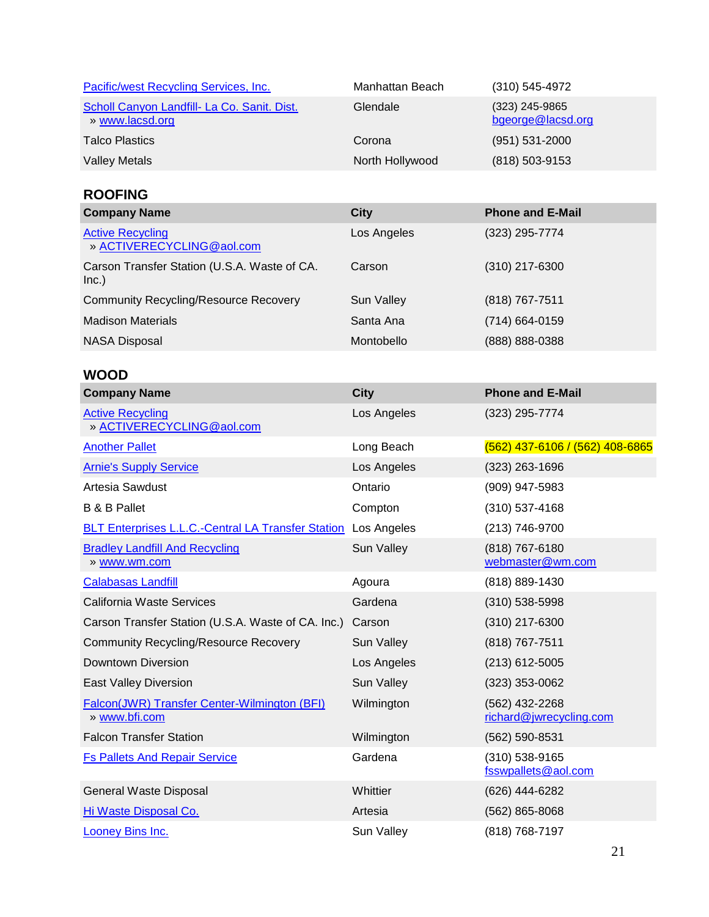| | | |
|---|---|---|
| Pacific/west Recycling Services, Inc. | Manhattan Beach | (310) 545-4972 |
| Scholl Canyon Landfill- La Co. Sanit. Dist. » www.lacsd.org | Glendale | (323) 245-9865 bgeorge@lacsd.org |
| Talco Plastics | Corona | (951) 531-2000 |
| Valley Metals | North Hollywood | (818) 503-9153 |

## ROOFING

| Company Name | City | Phone and E-Mail |
|---|---|---|
| Active Recycling » ACTIVERECYCLING@aol.com | Los Angeles | (323) 295-7774 |
| Carson Transfer Station (U.S.A. Waste of CA. Inc.) | Carson | (310) 217-6300 |
| Community Recycling/Resource Recovery | Sun Valley | (818) 767-7511 |
| Madison Materials | Santa Ana | (714) 664-0159 |
| NASA Disposal | Montobello | (888) 888-0388 |

## WOOD

| Company Name | City | Phone and E-Mail |
|---|---|---|
| Active Recycling » ACTIVERECYCLING@aol.com | Los Angeles | (323) 295-7774 |
| Another Pallet | Long Beach | (562) 437-6106 / (562) 408-6865 |
| Arnie's Supply Service | Los Angeles | (323) 263-1696 |
| Artesia Sawdust | Ontario | (909) 947-5983 |
| B & B Pallet | Compton | (310) 537-4168 |
| BLT Enterprises L.L.C.-Central LA Transfer Station | Los Angeles | (213) 746-9700 |
| Bradley Landfill And Recycling » www.wm.com | Sun Valley | (818) 767-6180 webmaster@wm.com |
| Calabasas Landfill | Agoura | (818) 889-1430 |
| California Waste Services | Gardena | (310) 538-5998 |
| Carson Transfer Station (U.S.A. Waste of CA. Inc.) | Carson | (310) 217-6300 |
| Community Recycling/Resource Recovery | Sun Valley | (818) 767-7511 |
| Downtown Diversion | Los Angeles | (213) 612-5005 |
| East Valley Diversion | Sun Valley | (323) 353-0062 |
| Falcon(JWR) Transfer Center-Wilmington (BFI) » www.bfi.com | Wilmington | (562) 432-2268 richard@jwrecycling.com |
| Falcon Transfer Station | Wilmington | (562) 590-8531 |
| Fs Pallets And Repair Service | Gardena | (310) 538-9165 fsswpallets@aol.com |
| General Waste Disposal | Whittier | (626) 444-6282 |
| Hi Waste Disposal Co. | Artesia | (562) 865-8068 |
| Looney Bins Inc. | Sun Valley | (818) 768-7197 |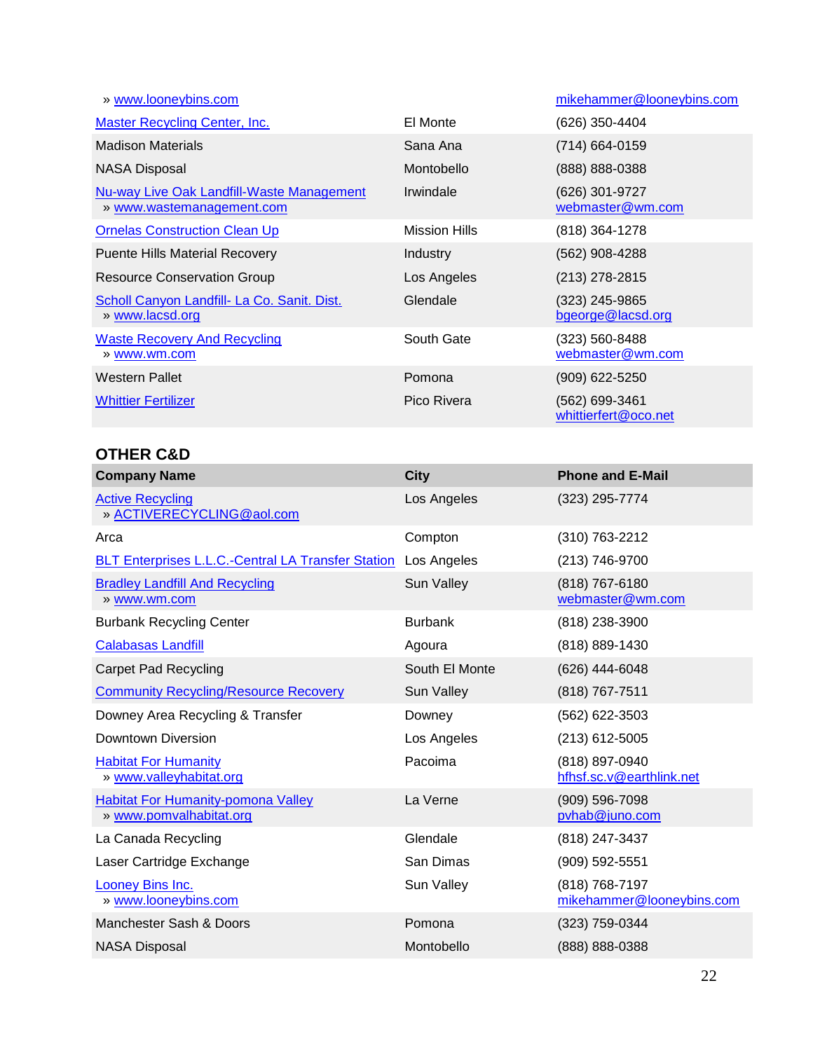| | | |
|---|---|---|
| » www.looneybins.com | | mikehammer@looneybins.com |
| Master Recycling Center, Inc. | El Monte | (626) 350-4404 |
| Madison Materials | Sana Ana | (714) 664-0159 |
| NASA Disposal | Montobello | (888) 888-0388 |
| Nu-way Live Oak Landfill-Waste Management » www.wastemanagement.com | Irwindale | (626) 301-9727 webmaster@wm.com |
| Ornelas Construction Clean Up | Mission Hills | (818) 364-1278 |
| Puente Hills Material Recovery | Industry | (562) 908-4288 |
| Resource Conservation Group | Los Angeles | (213) 278-2815 |
| Scholl Canyon Landfill- La Co. Sanit. Dist. » www.lacsd.org | Glendale | (323) 245-9865 bgeorge@lacsd.org |
| Waste Recovery And Recycling » www.wm.com | South Gate | (323) 560-8488 webmaster@wm.com |
| Western Pallet | Pomona | (909) 622-5250 |
| Whittier Fertilizer | Pico Rivera | (562) 699-3461 whittierfert@oco.net |

## OTHER C&D

| Company Name | City | Phone and E-Mail |
|---|---|---|
| Active Recycling » ACTIVERECYCLING@aol.com | Los Angeles | (323) 295-7774 |
| Arca | Compton | (310) 763-2212 |
| BLT Enterprises L.L.C.-Central LA Transfer Station | Los Angeles | (213) 746-9700 |
| Bradley Landfill And Recycling » www.wm.com | Sun Valley | (818) 767-6180 webmaster@wm.com |
| Burbank Recycling Center | Burbank | (818) 238-3900 |
| Calabasas Landfill | Agoura | (818) 889-1430 |
| Carpet Pad Recycling | South El Monte | (626) 444-6048 |
| Community Recycling/Resource Recovery | Sun Valley | (818) 767-7511 |
| Downey Area Recycling & Transfer | Downey | (562) 622-3503 |
| Downtown Diversion | Los Angeles | (213) 612-5005 |
| Habitat For Humanity » www.valleyhabitat.org | Pacoima | (818) 897-0940 hfhsf.sc.v@earthlink.net |
| Habitat For Humanity-pomona Valley » www.pomvalhabitat.org | La Verne | (909) 596-7098 pvhab@juno.com |
| La Canada Recycling | Glendale | (818) 247-3437 |
| Laser Cartridge Exchange | San Dimas | (909) 592-5551 |
| Looney Bins Inc. » www.looneybins.com | Sun Valley | (818) 768-7197 mikehammer@looneybins.com |
| Manchester Sash & Doors | Pomona | (323) 759-0344 |
| NASA Disposal | Montobello | (888) 888-0388 |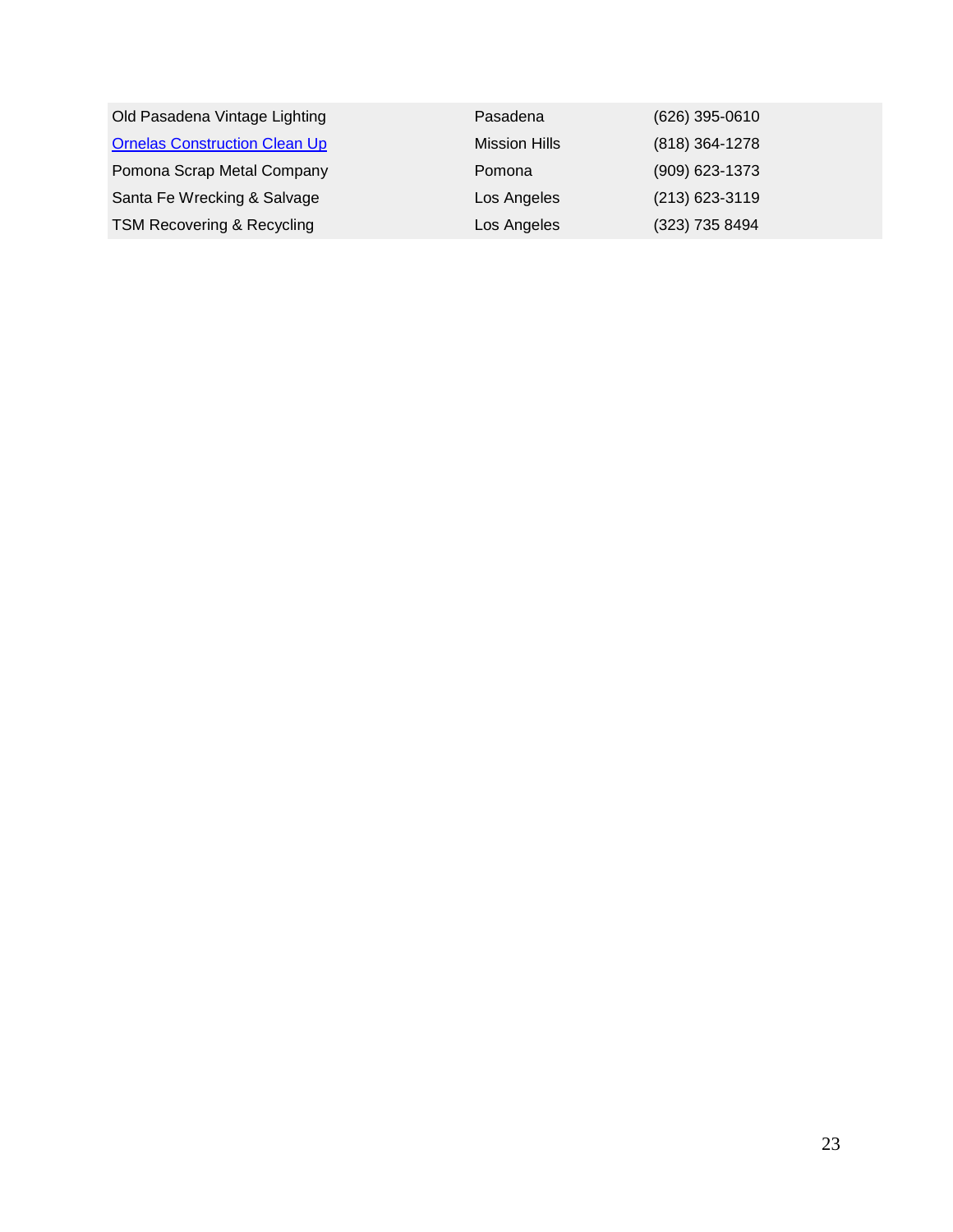| | | |
|---|---|---|
| Old Pasadena Vintage Lighting | Pasadena | (626) 395-0610 |
| Ornelas Construction Clean Up | Mission Hills | (818) 364-1278 |
| Pomona Scrap Metal Company | Pomona | (909) 623-1373 |
| Santa Fe Wrecking & Salvage | Los Angeles | (213) 623-3119 |
| TSM Recovering & Recycling | Los Angeles | (323) 735 8494 |